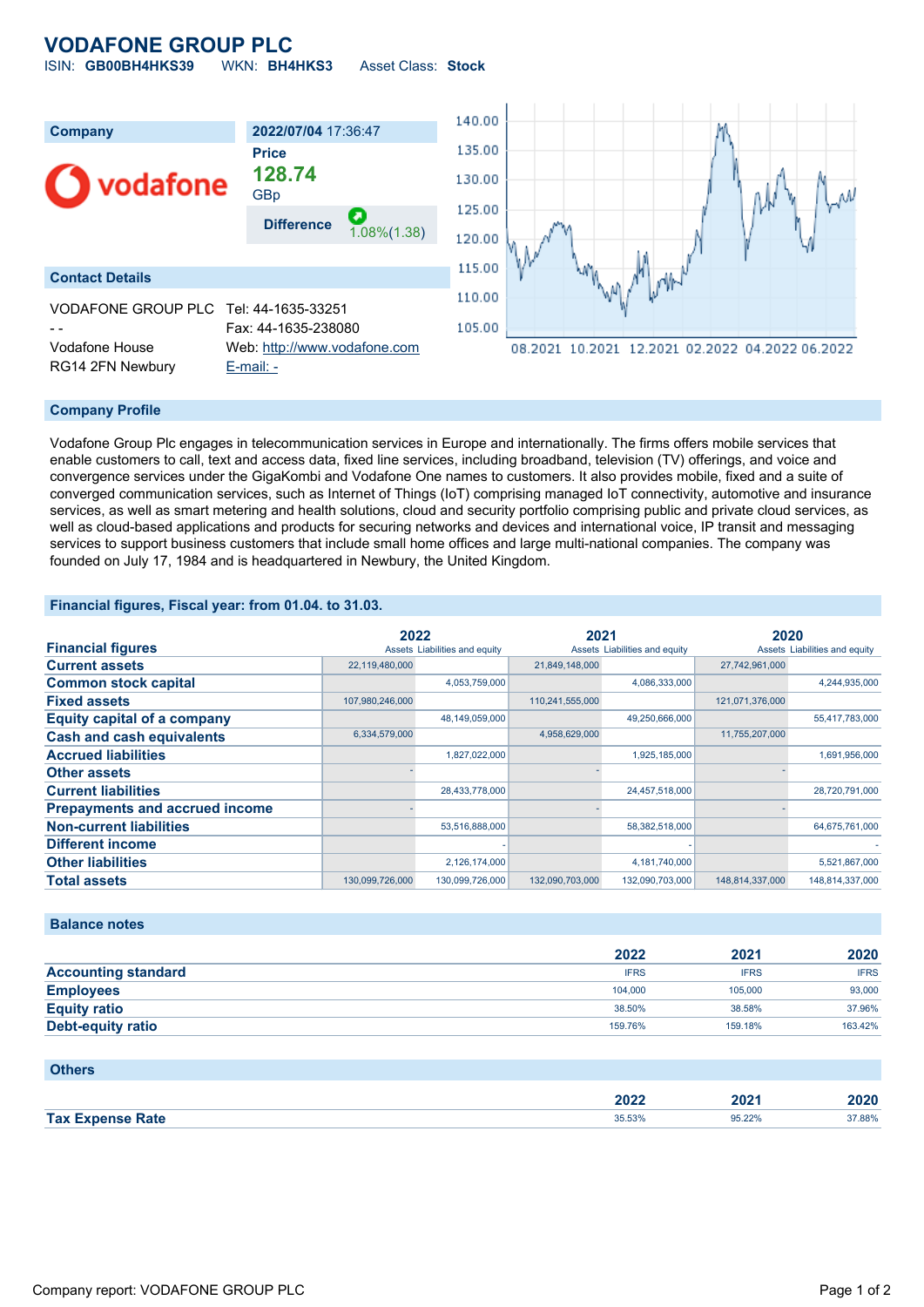# VODAFONE GROUP PLC

ISIN: **GB00BH4HKS39** WKN: **BH4HKS3** Asset Class: **Stock**

| Company | 2022/07/04 17:36:47 |
|---|---|
| | **Price** |
| | **128.74** |
| | GBp |
| | **Difference** 1.08%(1.38) |

## Contact Details

| | |
|---|---|
| VODAFONE GROUP PLC | Tel: 44-1635-33251 |
| - - | Fax: 44-1635-238080 |
| Vodafone House | Web: http://www.vodafone.com |
| RG14 2FN Newbury | E-mail: - |

## Company Profile

Vodafone Group Plc engages in telecommunication services in Europe and internationally. The firms offers mobile services that enable customers to call, text and access data, fixed line services, including broadband, television (TV) offerings, and voice and convergence services under the GigaKombi and Vodafone One names to customers. It also provides mobile, fixed and a suite of converged communication services, such as Internet of Things (IoT) comprising managed IoT connectivity, automotive and insurance services, as well as smart metering and health solutions, cloud and security portfolio comprising public and private cloud services, as well as cloud-based applications and products for securing networks and devices and international voice, IP transit and messaging services to support business customers that include small home offices and large multi-national companies. The company was founded on July 17, 1984 and is headquartered in Newbury, the United Kingdom.

## Financial figures, Fiscal year: from 01.04. to 31.03.

| Financial figures | 2022 | | 2021 | | 2020 | |
|---|---|---|---|---|---|---|
| | Assets | Liabilities and equity | Assets | Liabilities and equity | Assets | Liabilities and equity |
| **Current assets** | 22,119,480,000 | | 21,849,148,000 | | 27,742,961,000 | |
| **Common stock capital** | | 4,053,759,000 | | 4,086,333,000 | | 4,244,935,000 |
| **Fixed assets** | 107,980,246,000 | | 110,241,555,000 | | 121,071,376,000 | |
| **Equity capital of a company** | | 48,149,059,000 | | 49,250,666,000 | | 55,417,783,000 |
| **Cash and cash equivalents** | 6,334,579,000 | | 4,958,629,000 | | 11,755,207,000 | |
| **Accrued liabilities** | | 1,827,022,000 | | 1,925,185,000 | | 1,691,956,000 |
| **Other assets** | - | | - | | - | |
| **Current liabilities** | | 28,433,778,000 | | 24,457,518,000 | | 28,720,791,000 |
| **Prepayments and accrued income** | - | | - | | - | |
| **Non-current liabilities** | | 53,516,888,000 | | 58,382,518,000 | | 64,675,761,000 |
| **Different income** | | - | | - | | - |
| **Other liabilities** | | 2,126,174,000 | | 4,181,740,000 | | 5,521,867,000 |
| **Total assets** | 130,099,726,000 | 130,099,726,000 | 132,090,703,000 | 132,090,703,000 | 148,814,337,000 | 148,814,337,000 |

## Balance notes

| | 2022 | 2021 | 2020 |
|---|---|---|---|
| **Accounting standard** | IFRS | IFRS | IFRS |
| **Employees** | 104,000 | 105,000 | 93,000 |
| **Equity ratio** | 38.50% | 38.58% | 37.96% |
| **Debt-equity ratio** | 159.76% | 159.18% | 163.42% |

## Others

| | 2022 | 2021 | 2020 |
|---|---|---|---|
| **Tax Expense Rate** | 35.53% | 95.22% | 37.88% |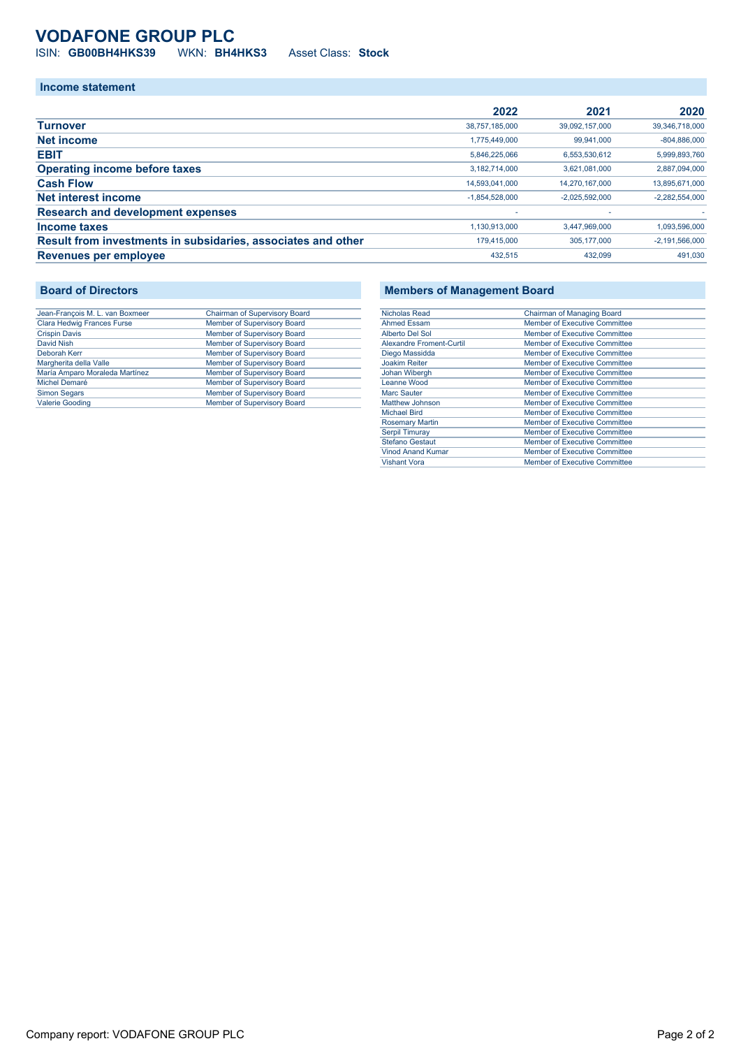# VODAFONE GROUP PLC

ISIN: **GB00BH4HKS39** WKN: **BH4HKS3** Asset Class: **Stock**

## Income statement

| | 2022 | 2021 | 2020 |
|---|---|---|---|
| **Turnover** | 38,757,185,000 | 39,092,157,000 | 39,346,718,000 |
| **Net income** | 1,775,449,000 | 99,941,000 | -804,886,000 |
| **EBIT** | 5,846,225,066 | 6,553,530,612 | 5,999,893,760 |
| **Operating income before taxes** | 3,182,714,000 | 3,621,081,000 | 2,887,094,000 |
| **Cash Flow** | 14,593,041,000 | 14,270,167,000 | 13,895,671,000 |
| **Net interest income** | -1,854,528,000 | -2,025,592,000 | -2,282,554,000 |
| **Research and development expenses** | - | - | - |
| **Income taxes** | 1,130,913,000 | 3,447,969,000 | 1,093,596,000 |
| **Result from investments in subsidaries, associates and other** | 179,415,000 | 305,177,000 | -2,191,566,000 |
| **Revenues per employee** | 432,515 | 432,099 | 491,030 |

## Board of Directors

| | |
|---|---|
| Jean-François M. L. van Boxmeer | Chairman of Supervisory Board |
| Clara Hedwig Frances Furse | Member of Supervisory Board |
| Crispin Davis | Member of Supervisory Board |
| David Nish | Member of Supervisory Board |
| Deborah Kerr | Member of Supervisory Board |
| Margherita della Valle | Member of Supervisory Board |
| María Amparo Moraleda Martínez | Member of Supervisory Board |
| Michel Demaré | Member of Supervisory Board |
| Simon Segars | Member of Supervisory Board |
| Valerie Gooding | Member of Supervisory Board |

## Members of Management Board

| | |
|---|---|
| Nicholas Read | Chairman of Managing Board |
| Ahmed Essam | Member of Executive Committee |
| Alberto Del Sol | Member of Executive Committee |
| Alexandre Froment-Curtil | Member of Executive Committee |
| Diego Massidda | Member of Executive Committee |
| Joakim Reiter | Member of Executive Committee |
| Johan Wibergh | Member of Executive Committee |
| Leanne Wood | Member of Executive Committee |
| Marc Sauter | Member of Executive Committee |
| Matthew Johnson | Member of Executive Committee |
| Michael Bird | Member of Executive Committee |
| Rosemary Martin | Member of Executive Committee |
| Serpil Timuray | Member of Executive Committee |
| Stefano Gestaut | Member of Executive Committee |
| Vinod Anand Kumar | Member of Executive Committee |
| Vishant Vora | Member of Executive Committee |